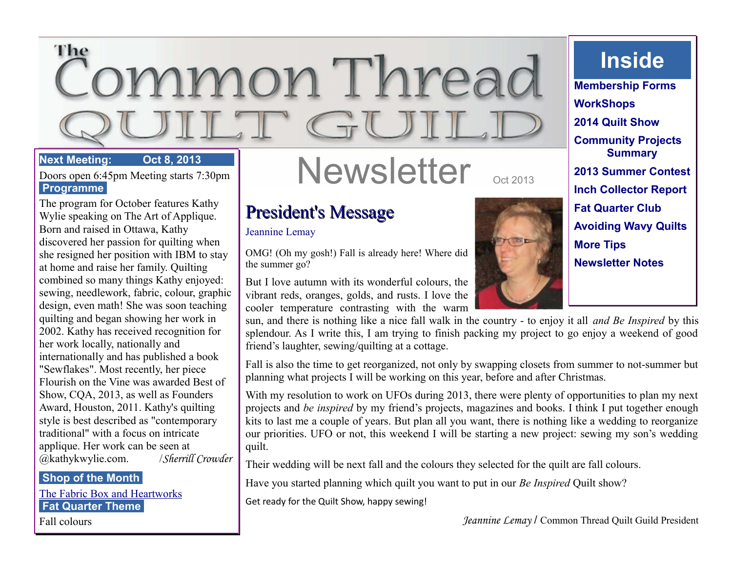# The Common Thread Quilt Guild

## Newsletter

Oct 2013

## Inside

- Membership Forms
- WorkShops
- 2014 Quilt Show
- Community Projects Summary
- 2013 Summer Contest
- Inch Collector Report
- Fat Quarter Club
- Avoiding Wavy Quilts
- More Tips
- Newsletter Notes

**Next Meeting: Oct 8, 2013**

Doors open 6:45pm Meeting starts 7:30pm

**Programme**

The program for October features Kathy Wylie speaking on The Art of Applique. Born and raised in Ottawa, Kathy discovered her passion for quilting when she resigned her position with IBM to stay at home and raise her family. Quilting combined so many things Kathy enjoyed: sewing, needlework, fabric, colour, graphic design, even math! She was soon teaching quilting and began showing her work in 2002. Kathy has received recognition for her work locally, nationally and internationally and has published a book "Sewflakes". Most recently, her piece Flourish on the Vine was awarded Best of Show, CQA, 2013, as well as Founders Award, Houston, 2011. Kathy's quilting style is best described as "contemporary traditional" with a focus on intricate applique. Her work can be seen at @kathykwylie.com. /*Sherrill Crowder*

**Shop of the Month**

The Fabric Box and Heartworks

**Fat Quarter Theme**

Fall colours

## President's Message

Jeannine Lemay

OMG! (Oh my gosh!) Fall is already here! Where did the summer go?

But I love autumn with its wonderful colours, the vibrant reds, oranges, golds, and rusts. I love the cooler temperature contrasting with the warm sun, and there is nothing like a nice fall walk in the country - to enjoy it all *and Be Inspired* by this splendour. As I write this, I am trying to finish packing my project to go enjoy a weekend of good friend's laughter, sewing/quilting at a cottage.

Fall is also the time to get reorganized, not only by swapping closets from summer to not-summer but planning what projects I will be working on this year, before and after Christmas.

With my resolution to work on UFOs during 2013, there were plenty of opportunities to plan my next projects and *be inspired* by my friend's projects, magazines and books. I think I put together enough kits to last me a couple of years. But plan all you want, there is nothing like a wedding to reorganize our priorities. UFO or not, this weekend I will be starting a new project: sewing my son's wedding quilt.

Their wedding will be next fall and the colours they selected for the quilt are fall colours.

Have you started planning which quilt you want to put in our *Be Inspired* Quilt show?

Get ready for the Quilt Show, happy sewing!

*Jeannine Lemay* / Common Thread Quilt Guild President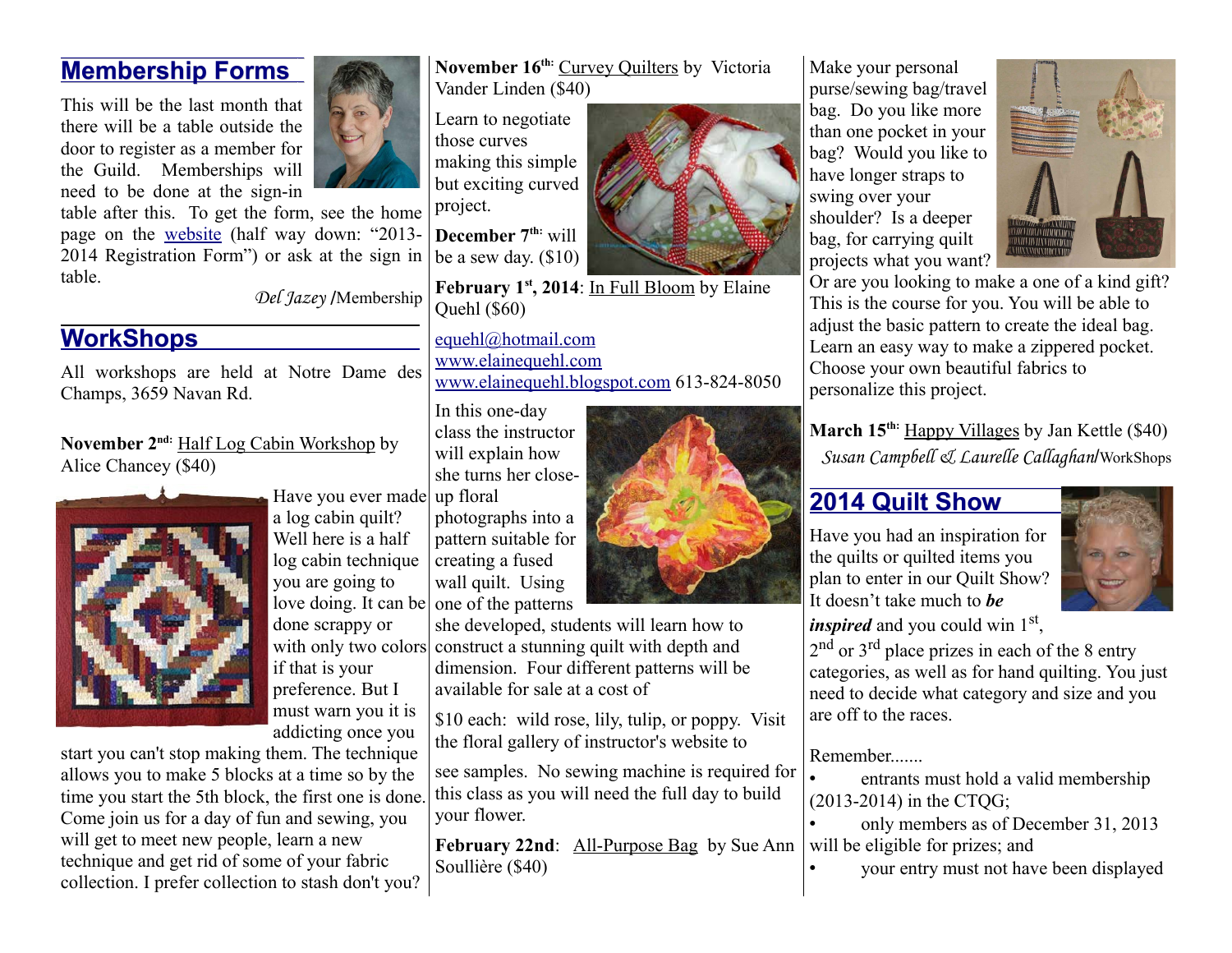## Membership Forms

This will be the last month that there will be a table outside the door to register as a member for the Guild. Memberships will need to be done at the sign-in table after this. To get the form, see the home page on the website (half way down: "2013-2014 Registration Form") or ask at the sign in table.

*Del Jazey* /Membership

## WorkShops

All workshops are held at Notre Dame des Champs, 3659 Navan Rd.

**November 2nd:** Half Log Cabin Workshop by Alice Chancey ($40)

Have you ever made a log cabin quilt? Well here is a half log cabin technique you are going to love doing. It can be done scrappy or with only two colors if that is your preference. But I must warn you it is addicting once you start you can't stop making them. The technique allows you to make 5 blocks at a time so by the time you start the 5th block, the first one is done. Come join us for a day of fun and sewing, you will get to meet new people, learn a new technique and get rid of some of your fabric collection. I prefer collection to stash don't you?

**November 16th:** Curvey Quilters by Victoria Vander Linden ($40)

Learn to negotiate those curves making this simple but exciting curved project.

**December 7th:** will be a sew day. ($10)

**February 1st, 2014**: In Full Bloom by Elaine Quehl ($60)

equehl@hotmail.com
www.elainequehl.com
www.elainequehl.blogspot.com 613-824-8050

In this one-day class the instructor will explain how she turns her close-up floral photographs into a pattern suitable for creating a fused wall quilt. Using one of the patterns she developed, students will learn how to construct a stunning quilt with depth and dimension. Four different patterns will be available for sale at a cost of

$10 each: wild rose, lily, tulip, or poppy. Visit the floral gallery of instructor's website to

see samples. No sewing machine is required for this class as you will need the full day to build your flower.

**February 22nd**: All-Purpose Bag by Sue Ann Soullière ($40)

Make your personal purse/sewing bag/travel bag. Do you like more than one pocket in your bag? Would you like to have longer straps to swing over your shoulder? Is a deeper bag, for carrying quilt projects what you want? Or are you looking to make a one of a kind gift? This is the course for you. You will be able to adjust the basic pattern to create the ideal bag. Learn an easy way to make a zippered pocket. Choose your own beautiful fabrics to personalize this project.

**March 15th:** Happy Villages by Jan Kettle ($40)

*Susan Campbell & Laurelle Callaghan*/WorkShops

## 2014 Quilt Show

Have you had an inspiration for the quilts or quilted items you plan to enter in our Quilt Show? It doesn't take much to ***be inspired*** and you could win 1st, 2nd or 3rd place prizes in each of the 8 entry categories, as well as for hand quilting. You just need to decide what category and size and you are off to the races.

Remember.......

- entrants must hold a valid membership (2013-2014) in the CTQG;
- only members as of December 31, 2013 will be eligible for prizes; and
- your entry must not have been displayed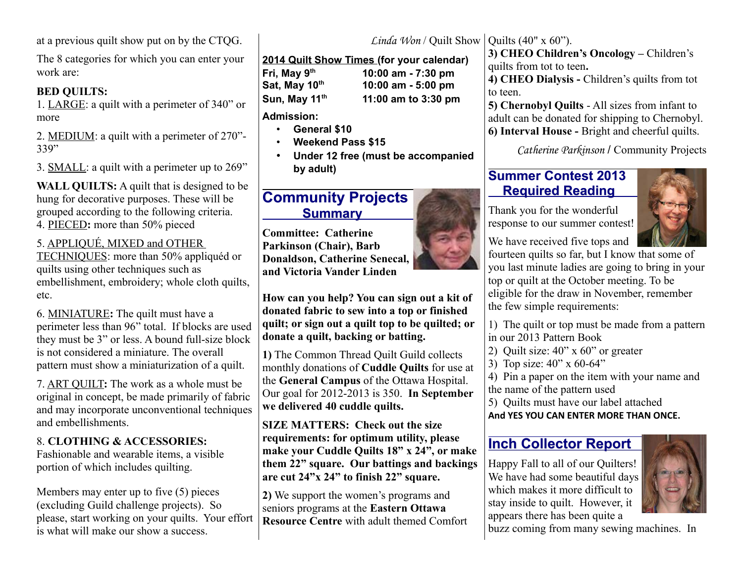at a previous quilt show put on by the CTQG.

The 8 categories for which you can enter your work are:

**BED QUILTS:**

1. LARGE: a quilt with a perimeter of 340" or more

2. MEDIUM: a quilt with a perimeter of 270"-339"

3. SMALL: a quilt with a perimeter up to 269"

**WALL QUILTS:** A quilt that is designed to be hung for decorative purposes. These will be grouped according to the following criteria.

4. PIECED**:** more than 50% pieced

5. APPLIQUÉ, MIXED and OTHER TECHNIQUES: more than 50% appliquéd or quilts using other techniques such as embellishment, embroidery; whole cloth quilts, etc.

6. MINIATURE**:** The quilt must have a perimeter less than 96" total. If blocks are used they must be 3" or less. A bound full-size block is not considered a miniature. The overall pattern must show a miniaturization of a quilt.

7. ART QUILT**:** The work as a whole must be original in concept, be made primarily of fabric and may incorporate unconventional techniques and embellishments.

8. **CLOTHING & ACCESSORIES:** Fashionable and wearable items, a visible portion of which includes quilting.

Members may enter up to five (5) pieces (excluding Guild challenge projects). So please, start working on your quilts. Your effort is what will make our show a success.

*Linda Won* / Quilt Show

**2014 Quilt Show Times (for your calendar)**

| | |
|---|---|
| **Fri, May 9th** | **10:00 am - 7:30 pm** |
| **Sat, May 10th** | **10:00 am - 5:00 pm** |
| **Sun, May 11th** | **11:00 am to 3:30 pm** |

**Admission:**

- **General $10**
- **Weekend Pass $15**
- **Under 12 free (must be accompanied by adult)**

## Community Projects Summary

**Committee: Catherine Parkinson (Chair), Barb Donaldson, Catherine Senecal, and Victoria Vander Linden**

**How can you help? You can sign out a kit of donated fabric to sew into a top or finished quilt; or sign out a quilt top to be quilted; or donate a quilt, backing or batting.**

**1)** The Common Thread Quilt Guild collects monthly donations of **Cuddle Quilts** for use at the **General Campus** of the Ottawa Hospital. Our goal for 2012-2013 is 350. **In September we delivered 40 cuddle quilts.**

**SIZE MATTERS: Check out the size requirements: for optimum utility, please make your Cuddle Quilts 18" x 24", or make them 22" square. Our battings and backings are cut 24"x 24" to finish 22" square.**

**2)** We support the women's programs and seniors programs at the **Eastern Ottawa Resource Centre** with adult themed Comfort Quilts (40" x 60").

**3) CHEO Children's Oncology –** Children's quilts from tot to teen**.**

**4) CHEO Dialysis -** Children's quilts from tot to teen.

**5) Chernobyl Quilts** - All sizes from infant to adult can be donated for shipping to Chernobyl.

**6) Interval House -** Bright and cheerful quilts.

*Catherine Parkinson* / Community Projects

## Summer Contest 2013 Required Reading

Thank you for the wonderful response to our summer contest!

We have received five tops and fourteen quilts so far, but I know that some of you last minute ladies are going to bring in your top or quilt at the October meeting. To be eligible for the draw in November, remember the few simple requirements:

1) The quilt or top must be made from a pattern in our 2013 Pattern Book
2) Quilt size: 40" x 60" or greater
3) Top size: 40" x 60-64"
4) Pin a paper on the item with your name and the name of the pattern used
5) Quilts must have our label attached

**And YES YOU CAN ENTER MORE THAN ONCE.**

## Inch Collector Report

Happy Fall to all of our Quilters! We have had some beautiful days which makes it more difficult to stay inside to quilt. However, it appears there has been quite a buzz coming from many sewing machines. In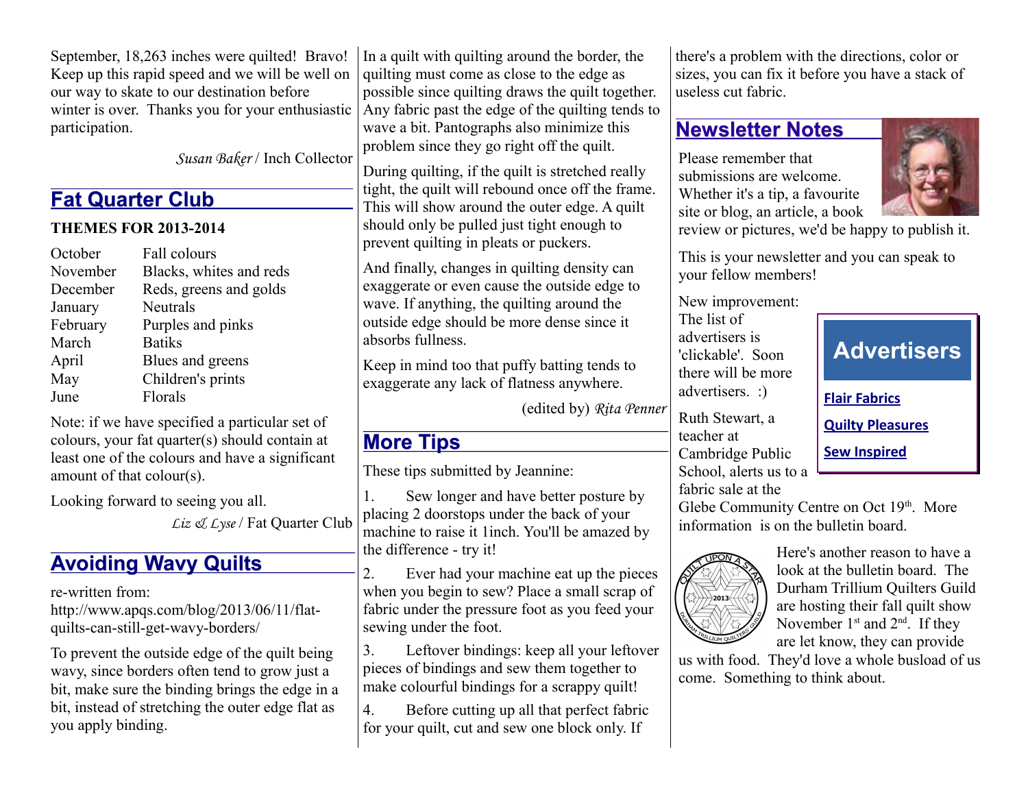September, 18,263 inches were quilted! Bravo! Keep up this rapid speed and we will be well on our way to skate to our destination before winter is over. Thanks you for your enthusiastic participation.

*Susan Baker* / Inch Collector

## Fat Quarter Club

**THEMES FOR 2013-2014**

| | |
|---|---|
| October | Fall colours |
| November | Blacks, whites and reds |
| December | Reds, greens and golds |
| January | Neutrals |
| February | Purples and pinks |
| March | Batiks |
| April | Blues and greens |
| May | Children's prints |
| June | Florals |

Note: if we have specified a particular set of colours, your fat quarter(s) should contain at least one of the colours and have a significant amount of that colour(s).

Looking forward to seeing you all.

*Liz & Lyse* / Fat Quarter Club

## Avoiding Wavy Quilts

re-written from: http://www.apqs.com/blog/2013/06/11/flat-quilts-can-still-get-wavy-borders/

To prevent the outside edge of the quilt being wavy, since borders often tend to grow just a bit, make sure the binding brings the edge in a bit, instead of stretching the outer edge flat as you apply binding.

In a quilt with quilting around the border, the quilting must come as close to the edge as possible since quilting draws the quilt together. Any fabric past the edge of the quilting tends to wave a bit. Pantographs also minimize this problem since they go right off the quilt.

During quilting, if the quilt is stretched really tight, the quilt will rebound once off the frame. This will show around the outer edge. A quilt should only be pulled just tight enough to prevent quilting in pleats or puckers.

And finally, changes in quilting density can exaggerate or even cause the outside edge to wave. If anything, the quilting around the outside edge should be more dense since it absorbs fullness.

Keep in mind too that puffy batting tends to exaggerate any lack of flatness anywhere.

(edited by) *Rita Penner*

## More Tips

These tips submitted by Jeannine:

1. Sew longer and have better posture by placing 2 doorstops under the back of your machine to raise it 1inch. You'll be amazed by the difference - try it!

2. Ever had your machine eat up the pieces when you begin to sew? Place a small scrap of fabric under the pressure foot as you feed your sewing under the foot.

3. Leftover bindings: keep all your leftover pieces of bindings and sew them together to make colourful bindings for a scrappy quilt!

4. Before cutting up all that perfect fabric for your quilt, cut and sew one block only. If there's a problem with the directions, color or sizes, you can fix it before you have a stack of useless cut fabric.

## Newsletter Notes

Please remember that submissions are welcome. Whether it's a tip, a favourite site or blog, an article, a book review or pictures, we'd be happy to publish it.

This is your newsletter and you can speak to your fellow members!

New improvement: The list of advertisers is 'clickable'. Soon there will be more advertisers. :)

**Advertisers**

- Flair Fabrics
- Quilty Pleasures
- Sew Inspired

Ruth Stewart, a teacher at Cambridge Public School, alerts us to a fabric sale at the Glebe Community Centre on Oct 19th. More information is on the bulletin board.

Here's another reason to have a look at the bulletin board. The Durham Trillium Quilters Guild are hosting their fall quilt show November 1st and 2nd. If they are let know, they can provide us with food. They'd love a whole busload of us come. Something to think about.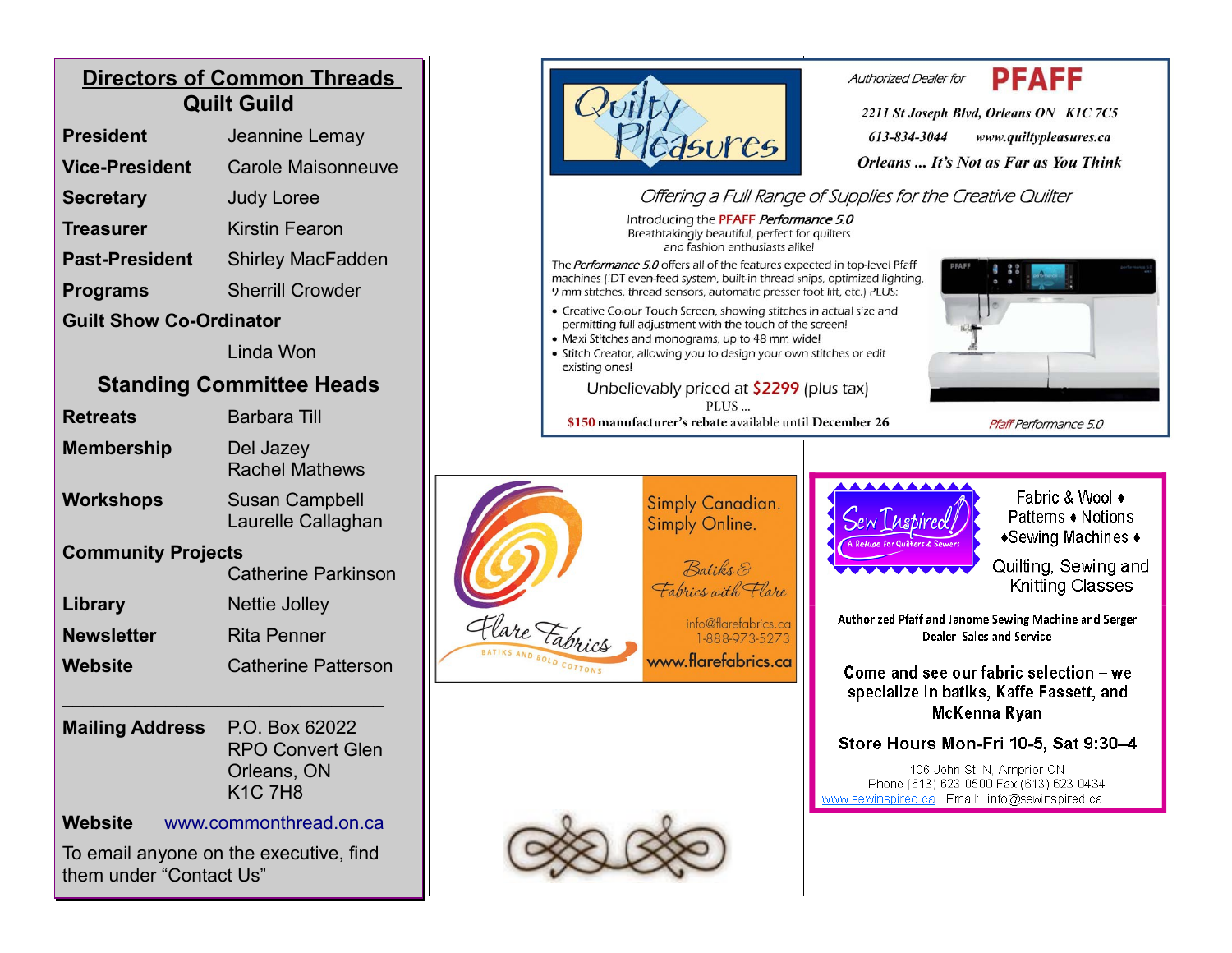## Directors of Common Threads Quilt Guild

| | |
|---|---|
| **President** | Jeannine Lemay |
| **Vice-President** | Carole Maisonneuve |
| **Secretary** | Judy Loree |
| **Treasurer** | Kirstin Fearon |
| **Past-President** | Shirley MacFadden |
| **Programs** | Sherrill Crowder |
| **Guilt Show Co-Ordinator** | Linda Won |

## Standing Committee Heads

| | |
|---|---|
| **Retreats** | Barbara Till |
| **Membership** | Del Jazey<br>Rachel Mathews |
| **Workshops** | Susan Campbell<br>Laurelle Callaghan |
| **Community Projects** | Catherine Parkinson |
| **Library** | Nettie Jolley |
| **Newsletter** | Rita Penner |
| **Website** | Catherine Patterson |

---

**Mailing Address** P.O. Box 62022
RPO Convert Glen
Orleans, ON
K1C 7H8

**Website** www.commonthread.on.ca

To email anyone on the executive, find them under "Contact Us"

---

Quilty Pleasures

*Authorized Dealer for* **PFAFF**

*2211 St Joseph Blvd, Orleans ON K1C 7C5*

*613-834-3044 www.quiltypleasures.ca*

***Orleans ... It's Not as Far as You Think***

*Offering a Full Range of Supplies for the Creative Quilter*

Introducing the PFAFF *Performance 5.0*
Breathtakingly beautiful, perfect for quilters and fashion enthusiasts alike!

The *Performance 5.0* offers all of the features expected in top-level Pfaff machines (IDT even-feed system, built-in thread snips, optimized lighting, 9 mm stitches, thread sensors, automatic presser foot lift, etc.) PLUS:

- Creative Colour Touch Screen, showing stitches in actual size and permitting full adjustment with the touch of the screen!
- Maxi Stitches and monograms, up to 48 mm wide!
- Stitch Creator, allowing you to design your own stitches or edit existing ones!

Unbelievably priced at $2299 (plus tax)
PLUS ...
**$150 manufacturer's rebate** available until **December 26**

*Pfaff Performance 5.0*

---

Flare Fabrics
BATIKS AND BOLD COTTONS

Simply Canadian.
Simply Online.

*Batiks & Fabrics with Flare*

info@flarefabrics.ca
1-888-973-5273
**www.flarefabrics.ca**

---

Sew Inspired!
A Refuge For Quilters & Sewers

Fabric & Wool ♦ Patterns ♦ Notions ♦Sewing Machines ♦

Quilting, Sewing and Knitting Classes

Authorized Pfaff and Janome Sewing Machine and Serger Dealer Sales and Service

Come and see our fabric selection – we specialize in batiks, Kaffe Fassett, and McKenna Ryan

Store Hours Mon-Fri 10-5, Sat 9:30–4

106 John St. N, Arnprior ON
Phone (613) 623-0500 Fax (613) 623-0434
www.sewinspired.ca Email: info@sewinspired.ca